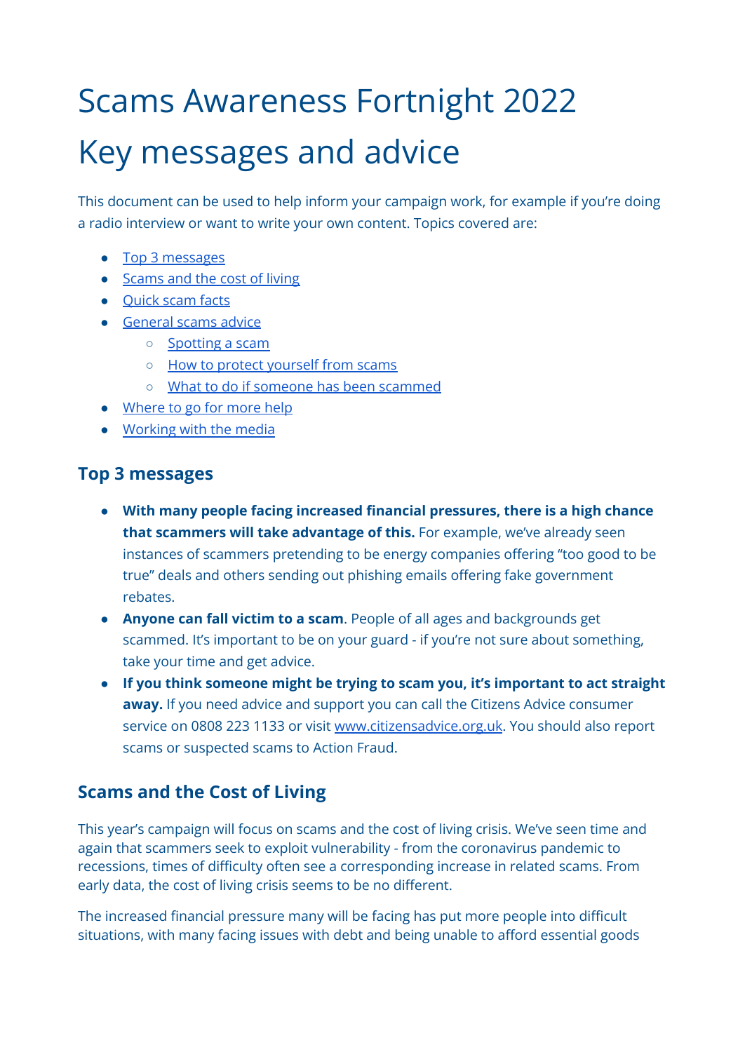# Scams Awareness Fortnight 2022

# Key messages and advice

This document can be used to help inform your campaign work, for example if you're doing a radio interview or want to write your own content. Topics covered are:

- Top 3 messages
- Scams and the cost of living
- Quick scam facts
- General scams advice
  - Spotting a scam
  - How to protect yourself from scams
  - What to do if someone has been scammed
- Where to go for more help
- Working with the media

## Top 3 messages

- **With many people facing increased financial pressures, there is a high chance that scammers will take advantage of this.** For example, we've already seen instances of scammers pretending to be energy companies offering "too good to be true" deals and others sending out phishing emails offering fake government rebates.
- **Anyone can fall victim to a scam**. People of all ages and backgrounds get scammed. It's important to be on your guard - if you're not sure about something, take your time and get advice.
- **If you think someone might be trying to scam you, it's important to act straight away.** If you need advice and support you can call the Citizens Advice consumer service on 0808 223 1133 or visit www.citizensadvice.org.uk. You should also report scams or suspected scams to Action Fraud.

## Scams and the Cost of Living

This year's campaign will focus on scams and the cost of living crisis. We've seen time and again that scammers seek to exploit vulnerability - from the coronavirus pandemic to recessions, times of difficulty often see a corresponding increase in related scams. From early data, the cost of living crisis seems to be no different.

The increased financial pressure many will be facing has put more people into difficult situations, with many facing issues with debt and being unable to afford essential goods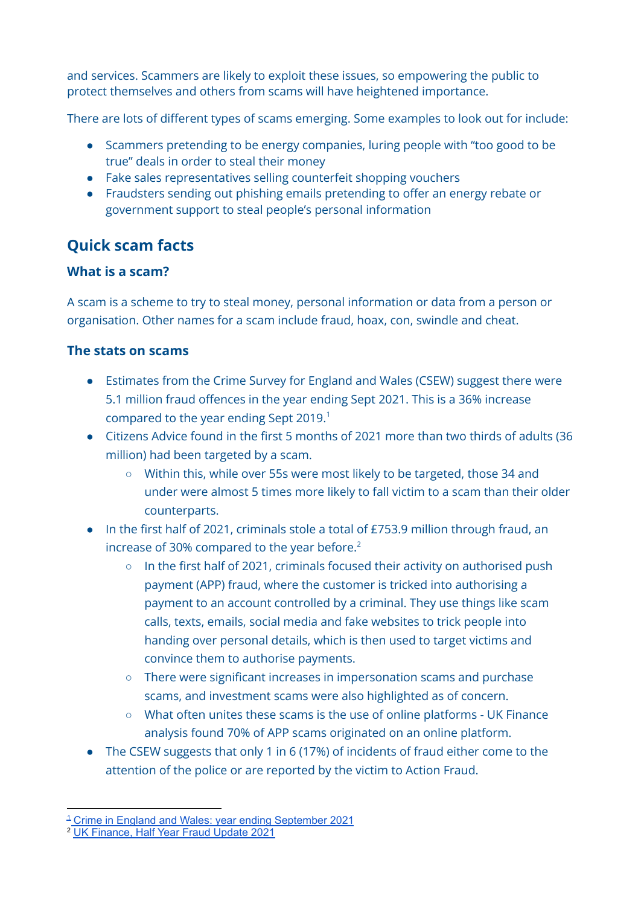and services. Scammers are likely to exploit these issues, so empowering the public to protect themselves and others from scams will have heightened importance.

There are lots of different types of scams emerging. Some examples to look out for include:

- Scammers pretending to be energy companies, luring people with "too good to be true" deals in order to steal their money
- Fake sales representatives selling counterfeit shopping vouchers
- Fraudsters sending out phishing emails pretending to offer an energy rebate or government support to steal people's personal information

## Quick scam facts

### What is a scam?

A scam is a scheme to try to steal money, personal information or data from a person or organisation. Other names for a scam include fraud, hoax, con, swindle and cheat.

### The stats on scams

- Estimates from the Crime Survey for England and Wales (CSEW) suggest there were 5.1 million fraud offences in the year ending Sept 2021. This is a 36% increase compared to the year ending Sept 2019.[1]
- Citizens Advice found in the first 5 months of 2021 more than two thirds of adults (36 million) had been targeted by a scam.
  - Within this, while over 55s were most likely to be targeted, those 34 and under were almost 5 times more likely to fall victim to a scam than their older counterparts.
- In the first half of 2021, criminals stole a total of £753.9 million through fraud, an increase of 30% compared to the year before.[2]
  - In the first half of 2021, criminals focused their activity on authorised push payment (APP) fraud, where the customer is tricked into authorising a payment to an account controlled by a criminal. They use things like scam calls, texts, emails, social media and fake websites to trick people into handing over personal details, which is then used to target victims and convince them to authorise payments.
  - There were significant increases in impersonation scams and purchase scams, and investment scams were also highlighted as of concern.
  - What often unites these scams is the use of online platforms - UK Finance analysis found 70% of APP scams originated on an online platform.
- The CSEW suggests that only 1 in 6 (17%) of incidents of fraud either come to the attention of the police or are reported by the victim to Action Fraud.

---

[1] Crime in England and Wales: year ending September 2021

[2] UK Finance, Half Year Fraud Update 2021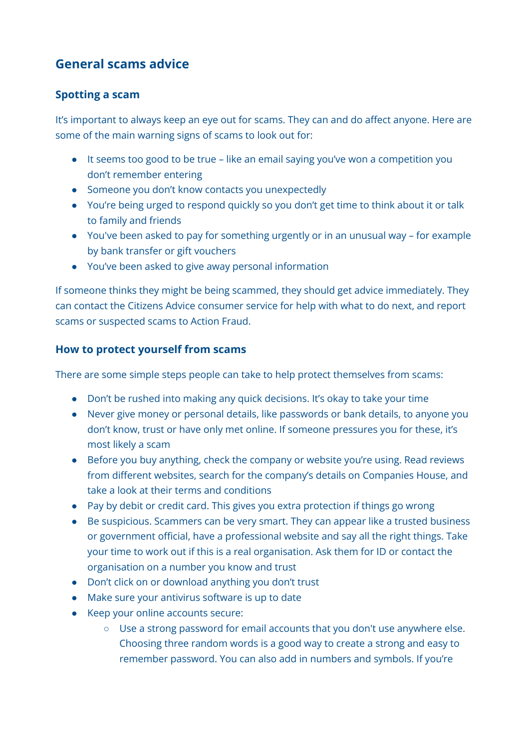## General scams advice

### Spotting a scam

It's important to always keep an eye out for scams. They can and do affect anyone. Here are some of the main warning signs of scams to look out for:

- It seems too good to be true – like an email saying you've won a competition you don't remember entering
- Someone you don't know contacts you unexpectedly
- You're being urged to respond quickly so you don't get time to think about it or talk to family and friends
- You've been asked to pay for something urgently or in an unusual way – for example by bank transfer or gift vouchers
- You've been asked to give away personal information

If someone thinks they might be being scammed, they should get advice immediately. They can contact the Citizens Advice consumer service for help with what to do next, and report scams or suspected scams to Action Fraud.

### How to protect yourself from scams

There are some simple steps people can take to help protect themselves from scams:

- Don't be rushed into making any quick decisions. It's okay to take your time
- Never give money or personal details, like passwords or bank details, to anyone you don't know, trust or have only met online. If someone pressures you for these, it's most likely a scam
- Before you buy anything, check the company or website you're using. Read reviews from different websites, search for the company's details on Companies House, and take a look at their terms and conditions
- Pay by debit or credit card. This gives you extra protection if things go wrong
- Be suspicious. Scammers can be very smart. They can appear like a trusted business or government official, have a professional website and say all the right things. Take your time to work out if this is a real organisation. Ask them for ID or contact the organisation on a number you know and trust
- Don't click on or download anything you don't trust
- Make sure your antivirus software is up to date
- Keep your online accounts secure:
    - Use a strong password for email accounts that you don't use anywhere else. Choosing three random words is a good way to create a strong and easy to remember password. You can also add in numbers and symbols. If you're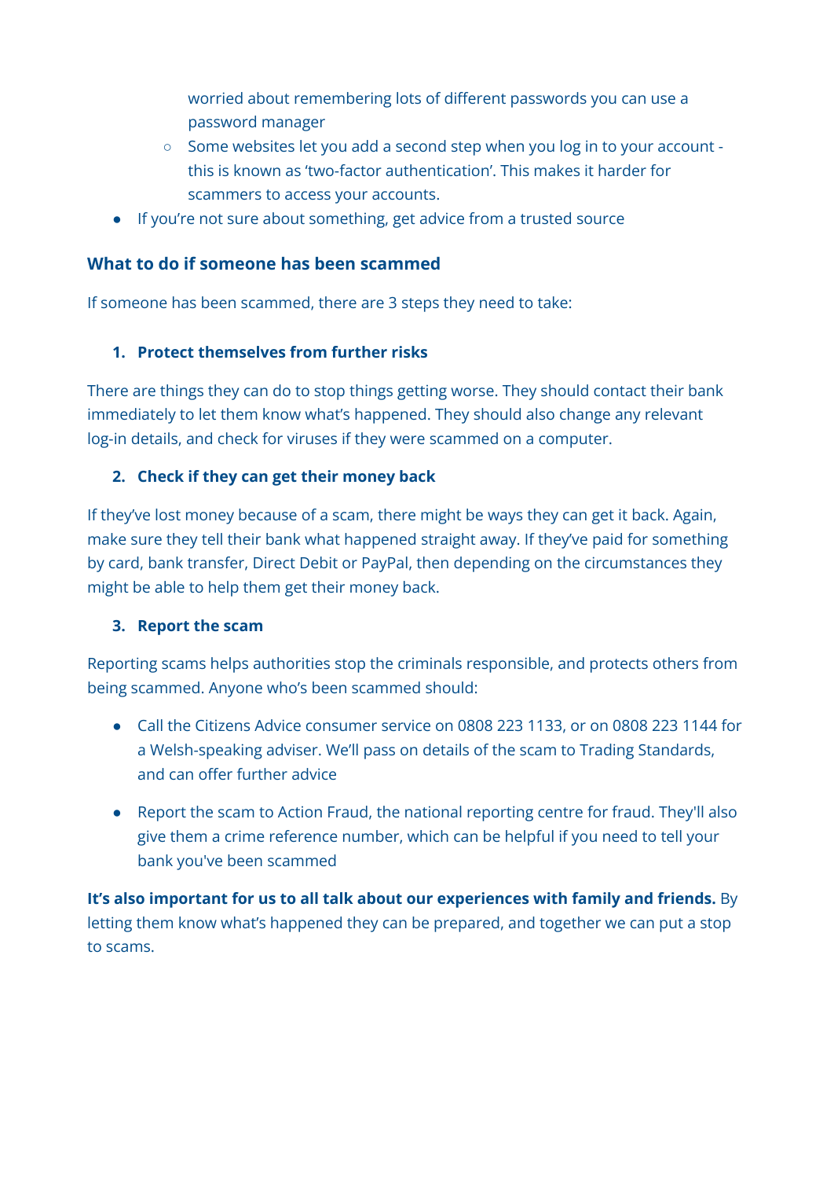worried about remembering lots of different passwords you can use a password manager
    - Some websites let you add a second step when you log in to your account - this is known as 'two-factor authentication'. This makes it harder for scammers to access your accounts.
- If you're not sure about something, get advice from a trusted source

### What to do if someone has been scammed

If someone has been scammed, there are 3 steps they need to take:

1. **Protect themselves from further risks**

There are things they can do to stop things getting worse. They should contact their bank immediately to let them know what's happened. They should also change any relevant log-in details, and check for viruses if they were scammed on a computer.

2. **Check if they can get their money back**

If they've lost money because of a scam, there might be ways they can get it back. Again, make sure they tell their bank what happened straight away. If they've paid for something by card, bank transfer, Direct Debit or PayPal, then depending on the circumstances they might be able to help them get their money back.

3. **Report the scam**

Reporting scams helps authorities stop the criminals responsible, and protects others from being scammed. Anyone who's been scammed should:

- Call the Citizens Advice consumer service on 0808 223 1133, or on 0808 223 1144 for a Welsh-speaking adviser. We'll pass on details of the scam to Trading Standards, and can offer further advice

- Report the scam to Action Fraud, the national reporting centre for fraud. They'll also give them a crime reference number, which can be helpful if you need to tell your bank you've been scammed

**It's also important for us to all talk about our experiences with family and friends.** By letting them know what's happened they can be prepared, and together we can put a stop to scams.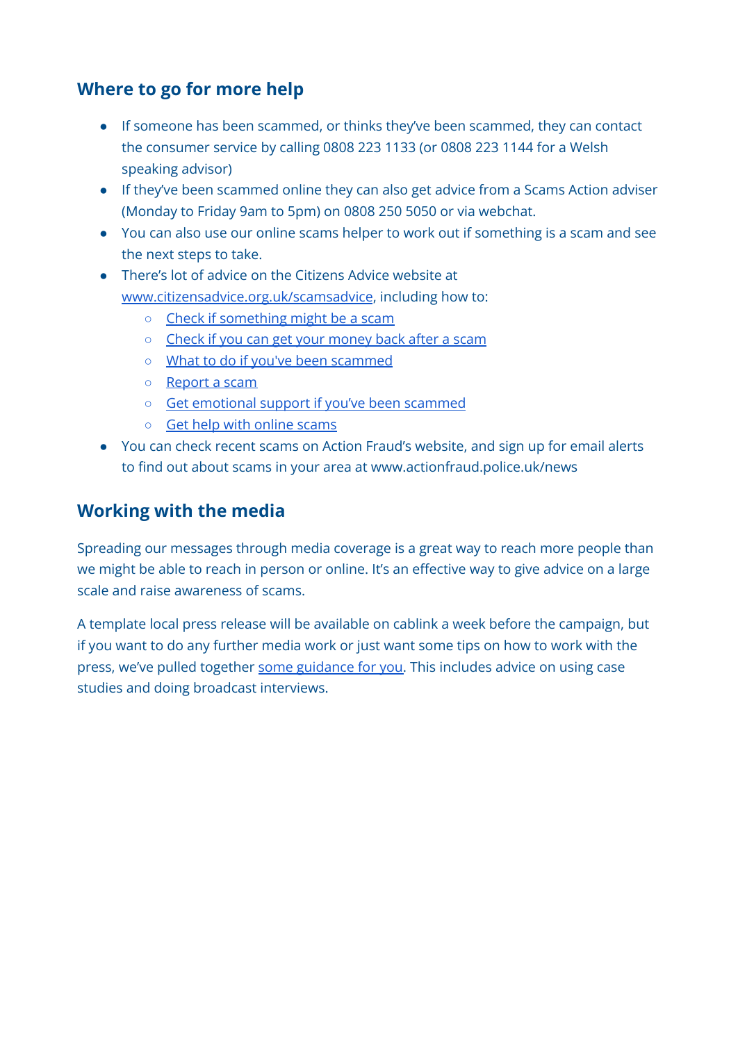## Where to go for more help

- If someone has been scammed, or thinks they've been scammed, they can contact the consumer service by calling 0808 223 1133 (or 0808 223 1144 for a Welsh speaking advisor)
- If they've been scammed online they can also get advice from a Scams Action adviser (Monday to Friday 9am to 5pm) on 0808 250 5050 or via webchat.
- You can also use our online scams helper to work out if something is a scam and see the next steps to take.
- There's lot of advice on the Citizens Advice website at www.citizensadvice.org.uk/scamsadvice, including how to:
    - Check if something might be a scam
    - Check if you can get your money back after a scam
    - What to do if you've been scammed
    - Report a scam
    - Get emotional support if you've been scammed
    - Get help with online scams
- You can check recent scams on Action Fraud's website, and sign up for email alerts to find out about scams in your area at www.actionfraud.police.uk/news

## Working with the media

Spreading our messages through media coverage is a great way to reach more people than we might be able to reach in person or online. It's an effective way to give advice on a large scale and raise awareness of scams.

A template local press release will be available on cablink a week before the campaign, but if you want to do any further media work or just want some tips on how to work with the press, we've pulled together some guidance for you. This includes advice on using case studies and doing broadcast interviews.